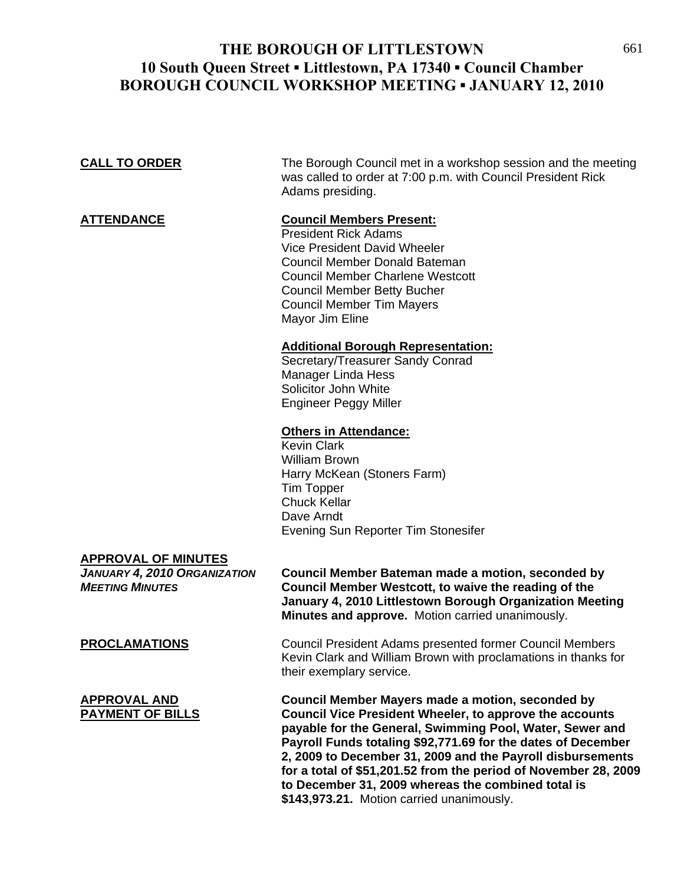# THE BOROUGH OF LITTLESTOWN
## 10 South Queen Street ▪ Littlestown, PA 17340 ▪ Council Chamber
## BOROUGH COUNCIL WORKSHOP MEETING ▪ JANUARY 12, 2010

**CALL TO ORDER**

The Borough Council met in a workshop session and the meeting was called to order at 7:00 p.m. with Council President Rick Adams presiding.

**ATTENDANCE**

**Council Members Present:**
President Rick Adams
Vice President David Wheeler
Council Member Donald Bateman
Council Member Charlene Westcott
Council Member Betty Bucher
Council Member Tim Mayers
Mayor Jim Eline

**Additional Borough Representation:**
Secretary/Treasurer Sandy Conrad
Manager Linda Hess
Solicitor John White
Engineer Peggy Miller

**Others in Attendance:**
Kevin Clark
William Brown
Harry McKean (Stoners Farm)
Tim Topper
Chuck Kellar
Dave Arndt
Evening Sun Reporter Tim Stonesifer

**APPROVAL OF MINUTES**

***JANUARY 4, 2010 ORGANIZATION MEETING MINUTES***

**Council Member Bateman made a motion, seconded by Council Member Westcott, to waive the reading of the January 4, 2010 Littlestown Borough Organization Meeting Minutes and approve.** Motion carried unanimously.

**PROCLAMATIONS**

Council President Adams presented former Council Members Kevin Clark and William Brown with proclamations in thanks for their exemplary service.

**APPROVAL AND PAYMENT OF BILLS**

**Council Member Mayers made a motion, seconded by Council Vice President Wheeler, to approve the accounts payable for the General, Swimming Pool, Water, Sewer and Payroll Funds totaling $92,771.69 for the dates of December 2, 2009 to December 31, 2009 and the Payroll disbursements for a total of $51,201.52 from the period of November 28, 2009 to December 31, 2009 whereas the combined total is $143,973.21.** Motion carried unanimously.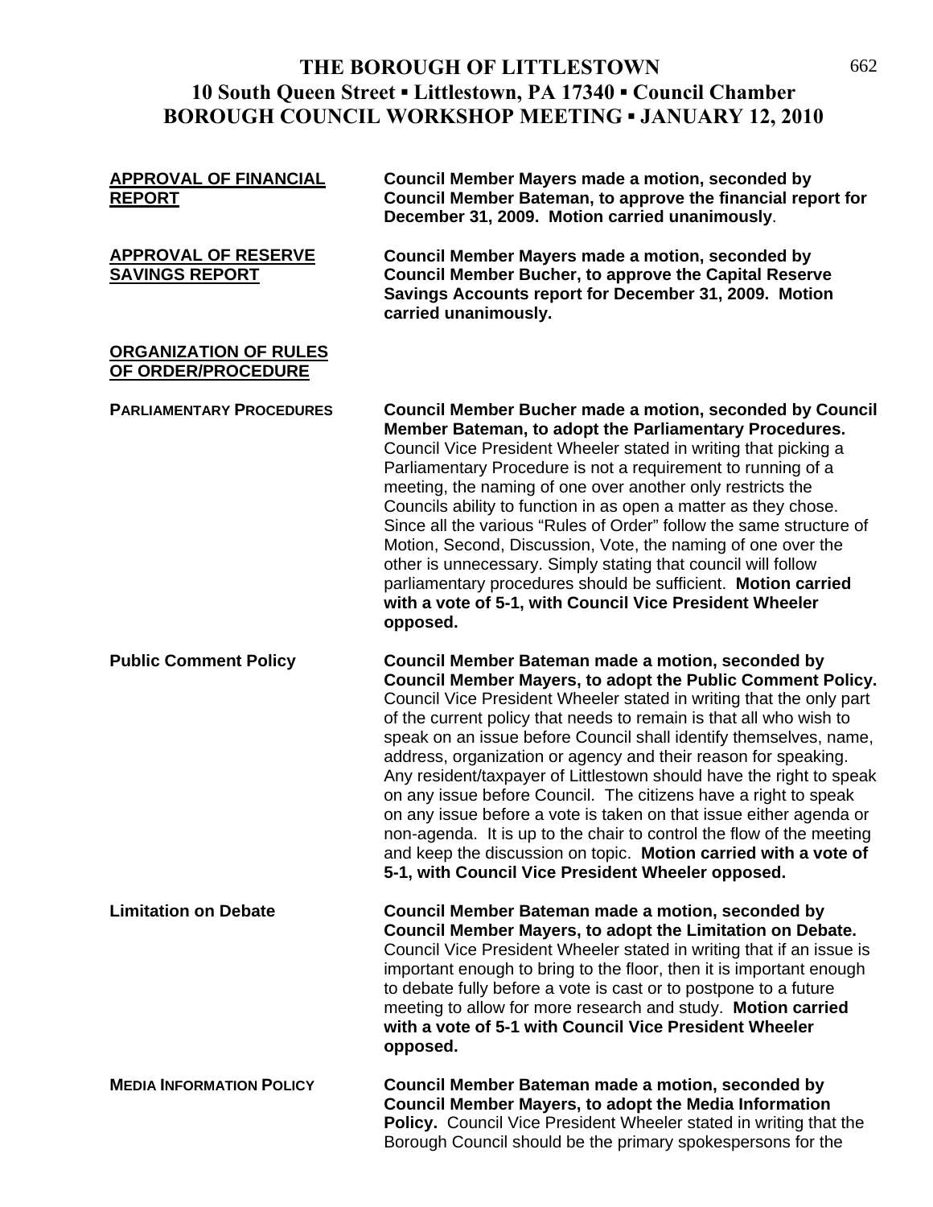# THE BOROUGH OF LITTLESTOWN
## 10 South Queen Street ▪ Littlestown, PA 17340 ▪ Council Chamber
## BOROUGH COUNCIL WORKSHOP MEETING ▪ JANUARY 12, 2010

**APPROVAL OF FINANCIAL REPORT**

**Council Member Mayers made a motion, seconded by Council Member Bateman, to approve the financial report for December 31, 2009. Motion carried unanimously**.

**APPROVAL OF RESERVE SAVINGS REPORT**

**Council Member Mayers made a motion, seconded by Council Member Bucher, to approve the Capital Reserve Savings Accounts report for December 31, 2009. Motion carried unanimously.**

**ORGANIZATION OF RULES OF ORDER/PROCEDURE**

**PARLIAMENTARY PROCEDURES**

**Council Member Bucher made a motion, seconded by Council Member Bateman, to adopt the Parliamentary Procedures.** Council Vice President Wheeler stated in writing that picking a Parliamentary Procedure is not a requirement to running of a meeting, the naming of one over another only restricts the Councils ability to function in as open a matter as they chose. Since all the various "Rules of Order" follow the same structure of Motion, Second, Discussion, Vote, the naming of one over the other is unnecessary. Simply stating that council will follow parliamentary procedures should be sufficient. **Motion carried with a vote of 5-1, with Council Vice President Wheeler opposed.**

**Public Comment Policy**

**Council Member Bateman made a motion, seconded by Council Member Mayers, to adopt the Public Comment Policy.** Council Vice President Wheeler stated in writing that the only part of the current policy that needs to remain is that all who wish to speak on an issue before Council shall identify themselves, name, address, organization or agency and their reason for speaking. Any resident/taxpayer of Littlestown should have the right to speak on any issue before Council. The citizens have a right to speak on any issue before a vote is taken on that issue either agenda or non-agenda. It is up to the chair to control the flow of the meeting and keep the discussion on topic. **Motion carried with a vote of 5-1, with Council Vice President Wheeler opposed.**

**Limitation on Debate**

**Council Member Bateman made a motion, seconded by Council Member Mayers, to adopt the Limitation on Debate.** Council Vice President Wheeler stated in writing that if an issue is important enough to bring to the floor, then it is important enough to debate fully before a vote is cast or to postpone to a future meeting to allow for more research and study. **Motion carried with a vote of 5-1 with Council Vice President Wheeler opposed.**

**MEDIA INFORMATION POLICY**

**Council Member Bateman made a motion, seconded by Council Member Mayers, to adopt the Media Information Policy.** Council Vice President Wheeler stated in writing that the Borough Council should be the primary spokespersons for the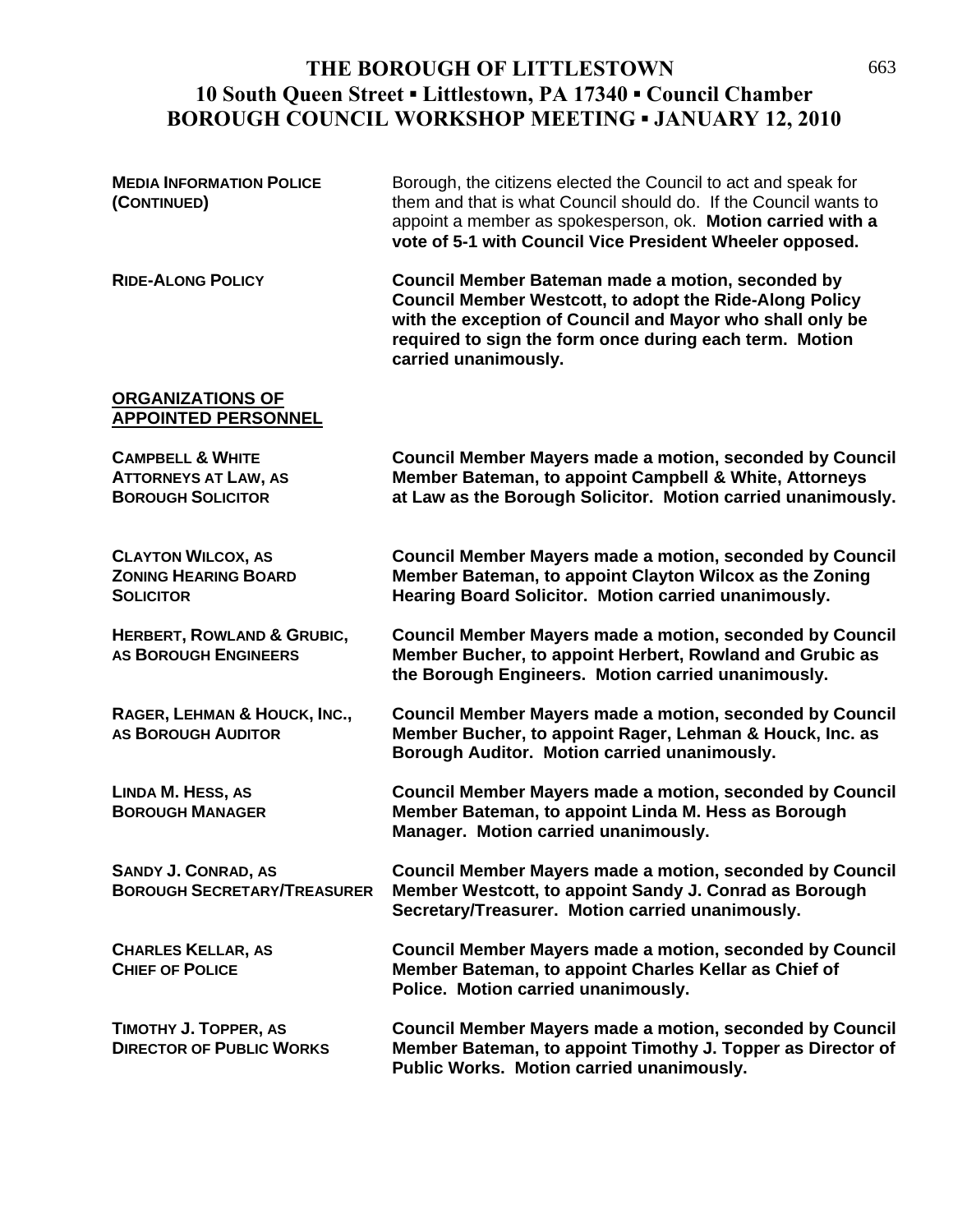# THE BOROUGH OF LITTLESTOWN
## 10 South Queen Street ▪ Littlestown, PA 17340 ▪ Council Chamber
## BOROUGH COUNCIL WORKSHOP MEETING ▪ JANUARY 12, 2010

**MEDIA INFORMATION POLICE (CONTINUED)**

Borough, the citizens elected the Council to act and speak for them and that is what Council should do. If the Council wants to appoint a member as spokesperson, ok. **Motion carried with a vote of 5-1 with Council Vice President Wheeler opposed.**

**RIDE-ALONG POLICY**

**Council Member Bateman made a motion, seconded by Council Member Westcott, to adopt the Ride-Along Policy with the exception of Council and Mayor who shall only be required to sign the form once during each term. Motion carried unanimously.**

## ORGANIZATIONS OF APPOINTED PERSONNEL

**CAMPBELL & WHITE ATTORNEYS AT LAW, AS BOROUGH SOLICITOR**

**Council Member Mayers made a motion, seconded by Council Member Bateman, to appoint Campbell & White, Attorneys at Law as the Borough Solicitor. Motion carried unanimously.**

**CLAYTON WILCOX, AS ZONING HEARING BOARD SOLICITOR**

**Council Member Mayers made a motion, seconded by Council Member Bateman, to appoint Clayton Wilcox as the Zoning Hearing Board Solicitor. Motion carried unanimously.**

**HERBERT, ROWLAND & GRUBIC, AS BOROUGH ENGINEERS**

**Council Member Mayers made a motion, seconded by Council Member Bucher, to appoint Herbert, Rowland and Grubic as the Borough Engineers. Motion carried unanimously.**

**RAGER, LEHMAN & HOUCK, INC., AS BOROUGH AUDITOR**

**Council Member Mayers made a motion, seconded by Council Member Bucher, to appoint Rager, Lehman & Houck, Inc. as Borough Auditor. Motion carried unanimously.**

**LINDA M. HESS, AS BOROUGH MANAGER**

**Council Member Mayers made a motion, seconded by Council Member Bateman, to appoint Linda M. Hess as Borough Manager. Motion carried unanimously.**

**SANDY J. CONRAD, AS BOROUGH SECRETARY/TREASURER**

**Council Member Mayers made a motion, seconded by Council Member Westcott, to appoint Sandy J. Conrad as Borough Secretary/Treasurer. Motion carried unanimously.**

**CHARLES KELLAR, AS CHIEF OF POLICE**

**Council Member Mayers made a motion, seconded by Council Member Bateman, to appoint Charles Kellar as Chief of Police. Motion carried unanimously.**

**TIMOTHY J. TOPPER, AS DIRECTOR OF PUBLIC WORKS**

**Council Member Mayers made a motion, seconded by Council Member Bateman, to appoint Timothy J. Topper as Director of Public Works. Motion carried unanimously.**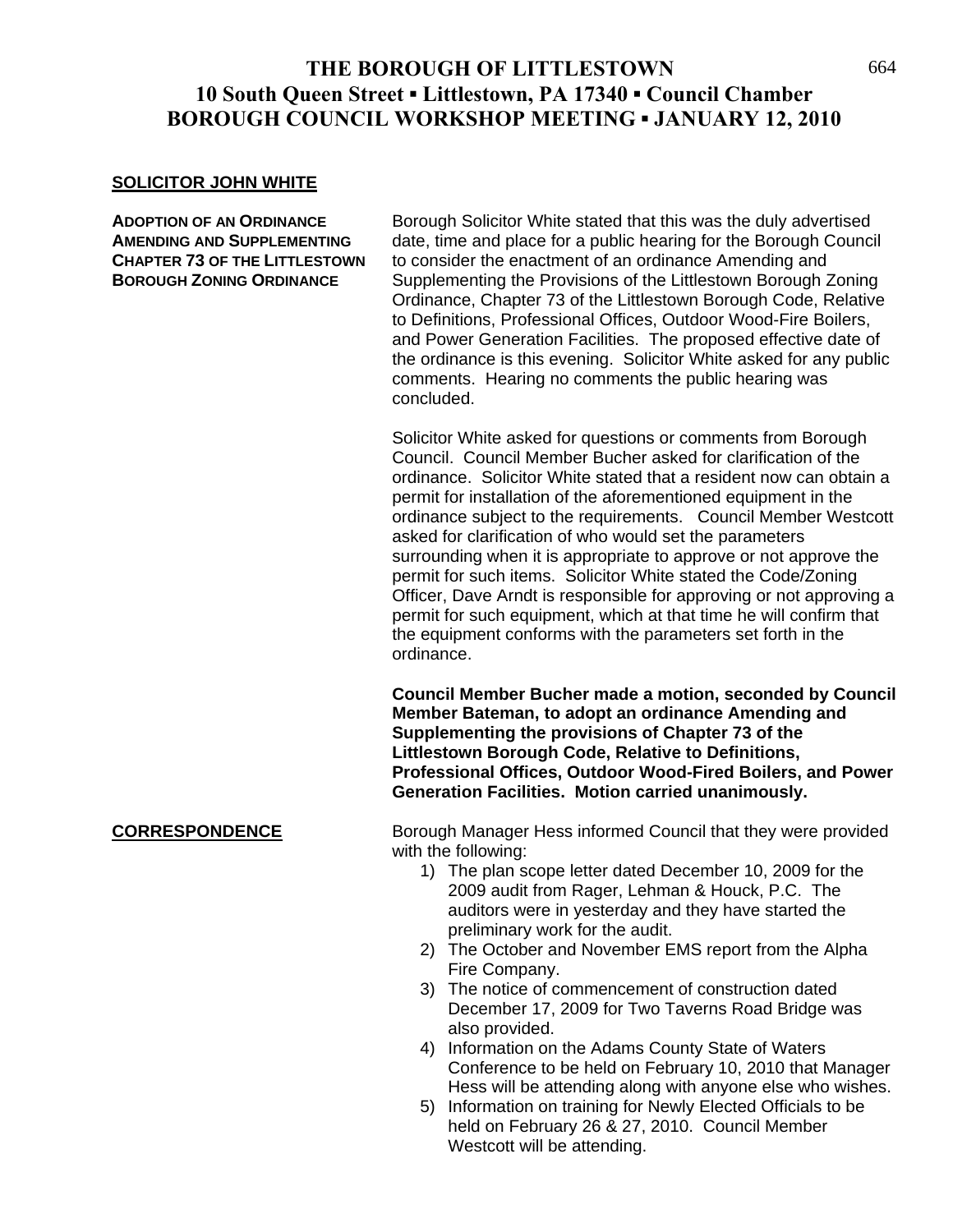# THE BOROUGH OF LITTLESTOWN
## 10 South Queen Street ▪ Littlestown, PA 17340 ▪ Council Chamber
## BOROUGH COUNCIL WORKSHOP MEETING ▪ JANUARY 12, 2010

**SOLICITOR JOHN WHITE**

**ADOPTION OF AN ORDINANCE AMENDING AND SUPPLEMENTING CHAPTER 73 OF THE LITTLESTOWN BOROUGH ZONING ORDINANCE**

Borough Solicitor White stated that this was the duly advertised date, time and place for a public hearing for the Borough Council to consider the enactment of an ordinance Amending and Supplementing the Provisions of the Littlestown Borough Zoning Ordinance, Chapter 73 of the Littlestown Borough Code, Relative to Definitions, Professional Offices, Outdoor Wood-Fire Boilers, and Power Generation Facilities. The proposed effective date of the ordinance is this evening. Solicitor White asked for any public comments. Hearing no comments the public hearing was concluded.

Solicitor White asked for questions or comments from Borough Council. Council Member Bucher asked for clarification of the ordinance. Solicitor White stated that a resident now can obtain a permit for installation of the aforementioned equipment in the ordinance subject to the requirements. Council Member Westcott asked for clarification of who would set the parameters surrounding when it is appropriate to approve or not approve the permit for such items. Solicitor White stated the Code/Zoning Officer, Dave Arndt is responsible for approving or not approving a permit for such equipment, which at that time he will confirm that the equipment conforms with the parameters set forth in the ordinance.

**Council Member Bucher made a motion, seconded by Council Member Bateman, to adopt an ordinance Amending and Supplementing the provisions of Chapter 73 of the Littlestown Borough Code, Relative to Definitions, Professional Offices, Outdoor Wood-Fired Boilers, and Power Generation Facilities. Motion carried unanimously.**

**CORRESPONDENCE**

Borough Manager Hess informed Council that they were provided with the following:

1) The plan scope letter dated December 10, 2009 for the 2009 audit from Rager, Lehman & Houck, P.C. The auditors were in yesterday and they have started the preliminary work for the audit.
2) The October and November EMS report from the Alpha Fire Company.
3) The notice of commencement of construction dated December 17, 2009 for Two Taverns Road Bridge was also provided.
4) Information on the Adams County State of Waters Conference to be held on February 10, 2010 that Manager Hess will be attending along with anyone else who wishes.
5) Information on training for Newly Elected Officials to be held on February 26 & 27, 2010. Council Member Westcott will be attending.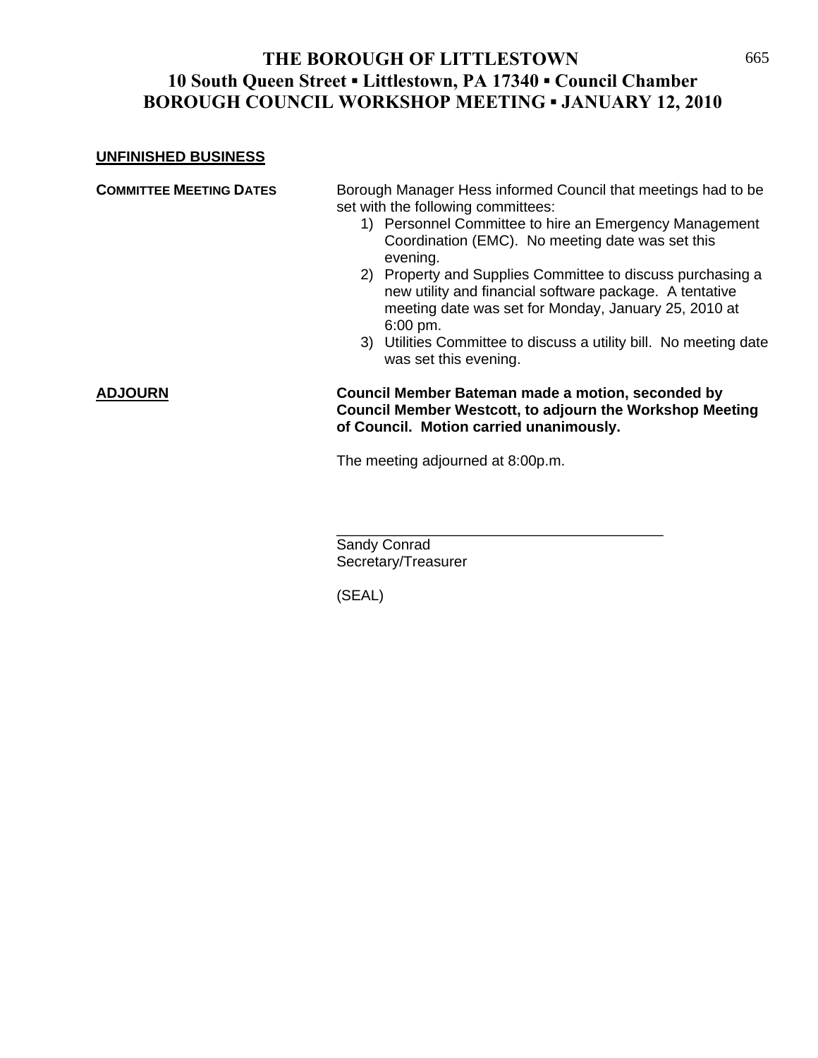# THE BOROUGH OF LITTLESTOWN
## 10 South Queen Street ▪ Littlestown, PA 17340 ▪ Council Chamber
## BOROUGH COUNCIL WORKSHOP MEETING ▪ JANUARY 12, 2010

**UNFINISHED BUSINESS**

**COMMITTEE MEETING DATES**

Borough Manager Hess informed Council that meetings had to be set with the following committees:

1) Personnel Committee to hire an Emergency Management Coordination (EMC). No meeting date was set this evening.
2) Property and Supplies Committee to discuss purchasing a new utility and financial software package. A tentative meeting date was set for Monday, January 25, 2010 at 6:00 pm.
3) Utilities Committee to discuss a utility bill. No meeting date was set this evening.

**ADJOURN**

**Council Member Bateman made a motion, seconded by Council Member Westcott, to adjourn the Workshop Meeting of Council. Motion carried unanimously.**

The meeting adjourned at 8:00p.m.

\_\_\_\_\_\_\_\_\_\_\_\_\_\_\_\_\_\_\_\_\_\_\_\_\_\_\_\_\_\_\_\_\_\_\_\_\_\_\_\_

Sandy Conrad
Secretary/Treasurer

(SEAL)